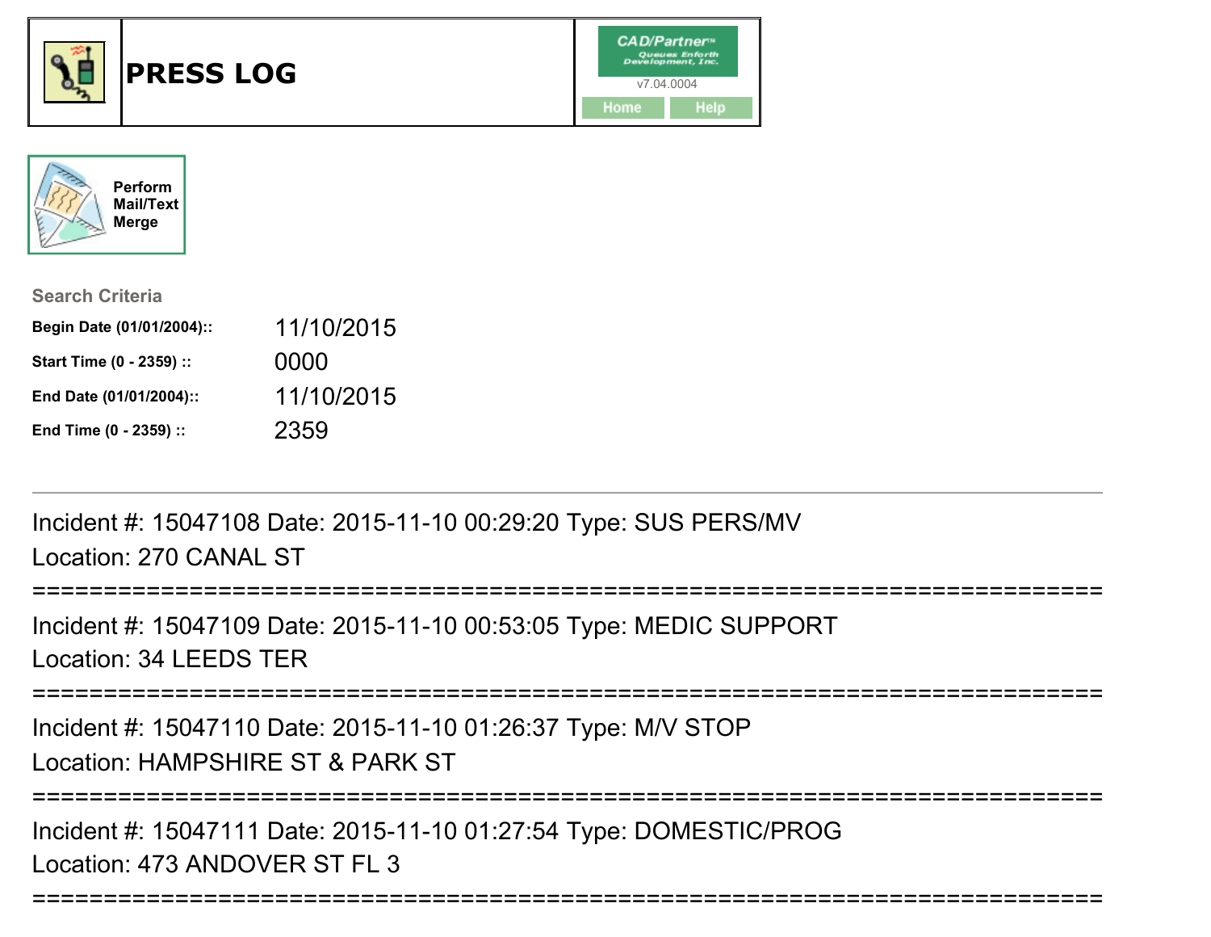# PRESS LOG

CAD/Partner™
Queues Enforth Development, Inc.
v7.04.0004

Home | Help

Perform Mail/Text Merge

**Search Criteria**

| | |
|---|---|
| **Begin Date (01/01/2004)::** | 11/10/2015 |
| **Start Time (0 - 2359) ::** | 0000 |
| **End Date (01/01/2004)::** | 11/10/2015 |
| **End Time (0 - 2359) ::** | 2359 |

---

Incident #: 15047108 Date: 2015-11-10 00:29:20 Type: SUS PERS/MV
Location: 270 CANAL ST

===========================================================================

Incident #: 15047109 Date: 2015-11-10 00:53:05 Type: MEDIC SUPPORT
Location: 34 LEEDS TER

===========================================================================

Incident #: 15047110 Date: 2015-11-10 01:26:37 Type: M/V STOP
Location: HAMPSHIRE ST & PARK ST

===========================================================================

Incident #: 15047111 Date: 2015-11-10 01:27:54 Type: DOMESTIC/PROG
Location: 473 ANDOVER ST FL 3

===========================================================================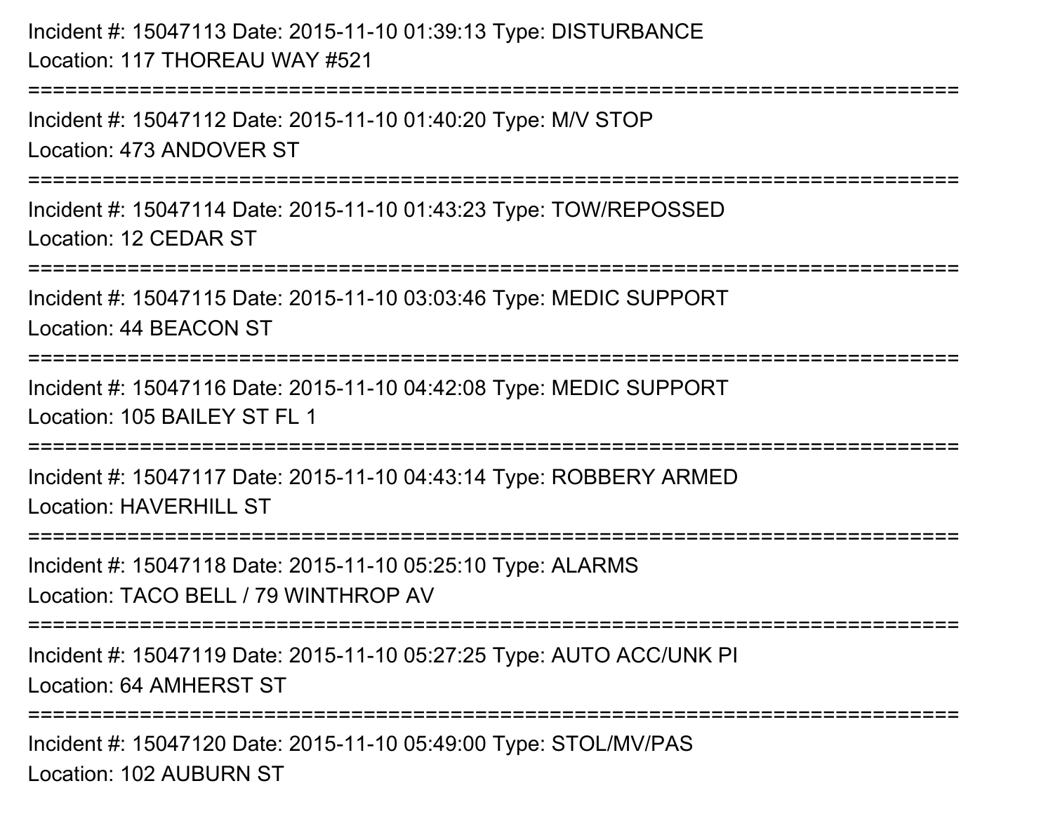Incident #: 15047113 Date: 2015-11-10 01:39:13 Type: DISTURBANCE
Location: 117 THOREAU WAY #521

===========================================================================

Incident #: 15047112 Date: 2015-11-10 01:40:20 Type: M/V STOP
Location: 473 ANDOVER ST

===========================================================================

Incident #: 15047114 Date: 2015-11-10 01:43:23 Type: TOW/REPOSSED
Location: 12 CEDAR ST

===========================================================================

Incident #: 15047115 Date: 2015-11-10 03:03:46 Type: MEDIC SUPPORT
Location: 44 BEACON ST

===========================================================================

Incident #: 15047116 Date: 2015-11-10 04:42:08 Type: MEDIC SUPPORT
Location: 105 BAILEY ST FL 1

===========================================================================

Incident #: 15047117 Date: 2015-11-10 04:43:14 Type: ROBBERY ARMED
Location: HAVERHILL ST

===========================================================================

Incident #: 15047118 Date: 2015-11-10 05:25:10 Type: ALARMS
Location: TACO BELL / 79 WINTHROP AV

===========================================================================

Incident #: 15047119 Date: 2015-11-10 05:27:25 Type: AUTO ACC/UNK PI
Location: 64 AMHERST ST

===========================================================================

Incident #: 15047120 Date: 2015-11-10 05:49:00 Type: STOL/MV/PAS
Location: 102 AUBURN ST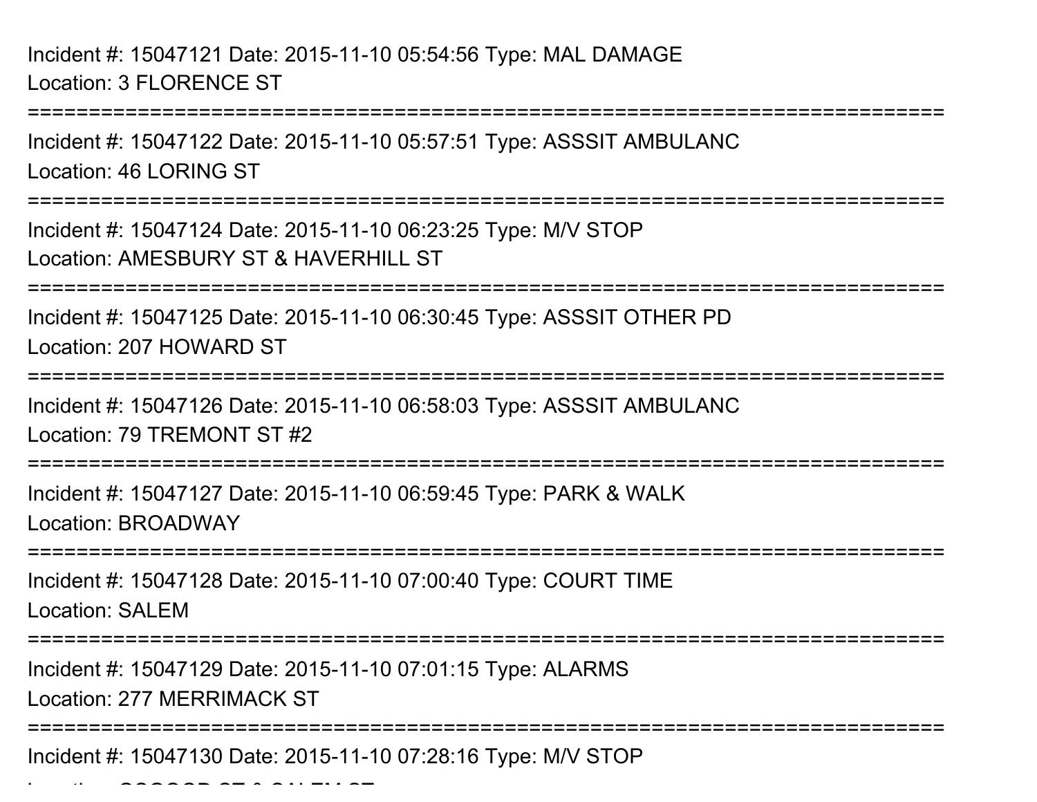Incident #: 15047121 Date: 2015-11-10 05:54:56 Type: MAL DAMAGE
Location: 3 FLORENCE ST

===========================================================================

Incident #: 15047122 Date: 2015-11-10 05:57:51 Type: ASSSIT AMBULANC
Location: 46 LORING ST

===========================================================================

Incident #: 15047124 Date: 2015-11-10 06:23:25 Type: M/V STOP
Location: AMESBURY ST & HAVERHILL ST

===========================================================================

Incident #: 15047125 Date: 2015-11-10 06:30:45 Type: ASSSIT OTHER PD
Location: 207 HOWARD ST

===========================================================================

Incident #: 15047126 Date: 2015-11-10 06:58:03 Type: ASSSIT AMBULANC
Location: 79 TREMONT ST #2

===========================================================================

Incident #: 15047127 Date: 2015-11-10 06:59:45 Type: PARK & WALK
Location: BROADWAY

===========================================================================

Incident #: 15047128 Date: 2015-11-10 07:00:40 Type: COURT TIME
Location: SALEM

===========================================================================

Incident #: 15047129 Date: 2015-11-10 07:01:15 Type: ALARMS
Location: 277 MERRIMACK ST

===========================================================================

Incident #: 15047130 Date: 2015-11-10 07:28:16 Type: M/V STOP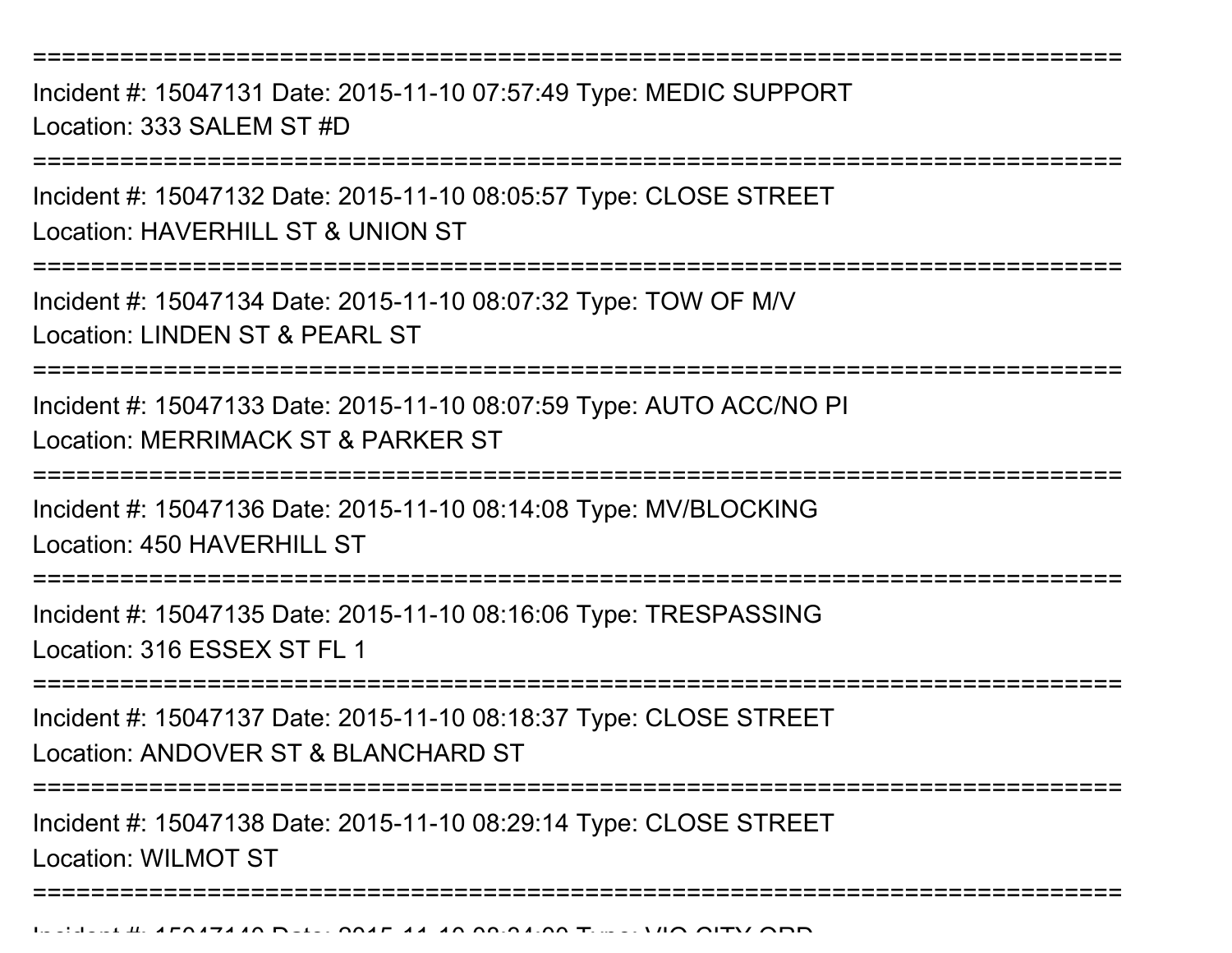===========================================================================

Incident #: 15047131 Date: 2015-11-10 07:57:49 Type: MEDIC SUPPORT
Location: 333 SALEM ST #D

===========================================================================

Incident #: 15047132 Date: 2015-11-10 08:05:57 Type: CLOSE STREET
Location: HAVERHILL ST & UNION ST

===========================================================================

Incident #: 15047134 Date: 2015-11-10 08:07:32 Type: TOW OF M/V
Location: LINDEN ST & PEARL ST

===========================================================================

Incident #: 15047133 Date: 2015-11-10 08:07:59 Type: AUTO ACC/NO PI
Location: MERRIMACK ST & PARKER ST

===========================================================================

Incident #: 15047136 Date: 2015-11-10 08:14:08 Type: MV/BLOCKING
Location: 450 HAVERHILL ST

===========================================================================

Incident #: 15047135 Date: 2015-11-10 08:16:06 Type: TRESPASSING
Location: 316 ESSEX ST FL 1

===========================================================================

Incident #: 15047137 Date: 2015-11-10 08:18:37 Type: CLOSE STREET
Location: ANDOVER ST & BLANCHARD ST

===========================================================================

Incident #: 15047138 Date: 2015-11-10 08:29:14 Type: CLOSE STREET
Location: WILMOT ST

===========================================================================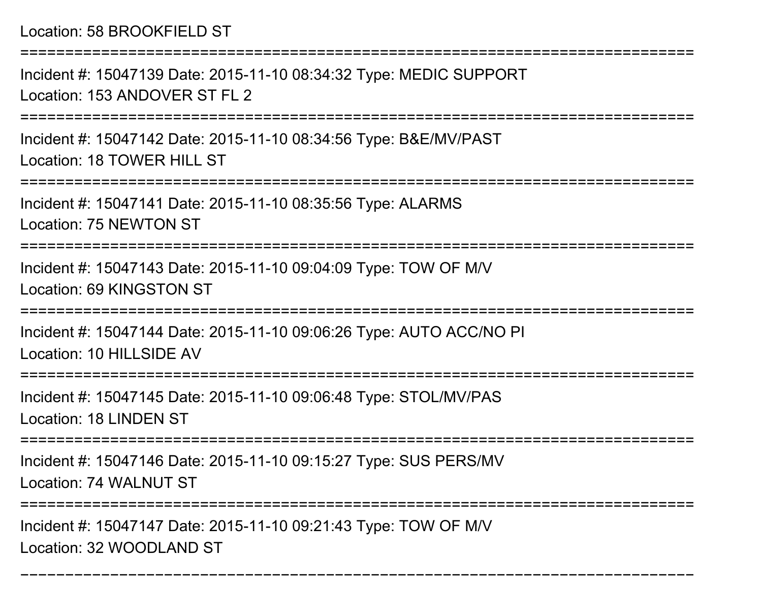Location: 58 BROOKFIELD ST

===========================================================================

Incident #: 15047139 Date: 2015-11-10 08:34:32 Type: MEDIC SUPPORT
Location: 153 ANDOVER ST FL 2

===========================================================================

Incident #: 15047142 Date: 2015-11-10 08:34:56 Type: B&E/MV/PAST
Location: 18 TOWER HILL ST

===========================================================================

Incident #: 15047141 Date: 2015-11-10 08:35:56 Type: ALARMS
Location: 75 NEWTON ST

===========================================================================

Incident #: 15047143 Date: 2015-11-10 09:04:09 Type: TOW OF M/V
Location: 69 KINGSTON ST

===========================================================================

Incident #: 15047144 Date: 2015-11-10 09:06:26 Type: AUTO ACC/NO PI
Location: 10 HILLSIDE AV

===========================================================================

Incident #: 15047145 Date: 2015-11-10 09:06:48 Type: STOL/MV/PAS
Location: 18 LINDEN ST

===========================================================================

Incident #: 15047146 Date: 2015-11-10 09:15:27 Type: SUS PERS/MV
Location: 74 WALNUT ST

===========================================================================

Incident #: 15047147 Date: 2015-11-10 09:21:43 Type: TOW OF M/V
Location: 32 WOODLAND ST

===========================================================================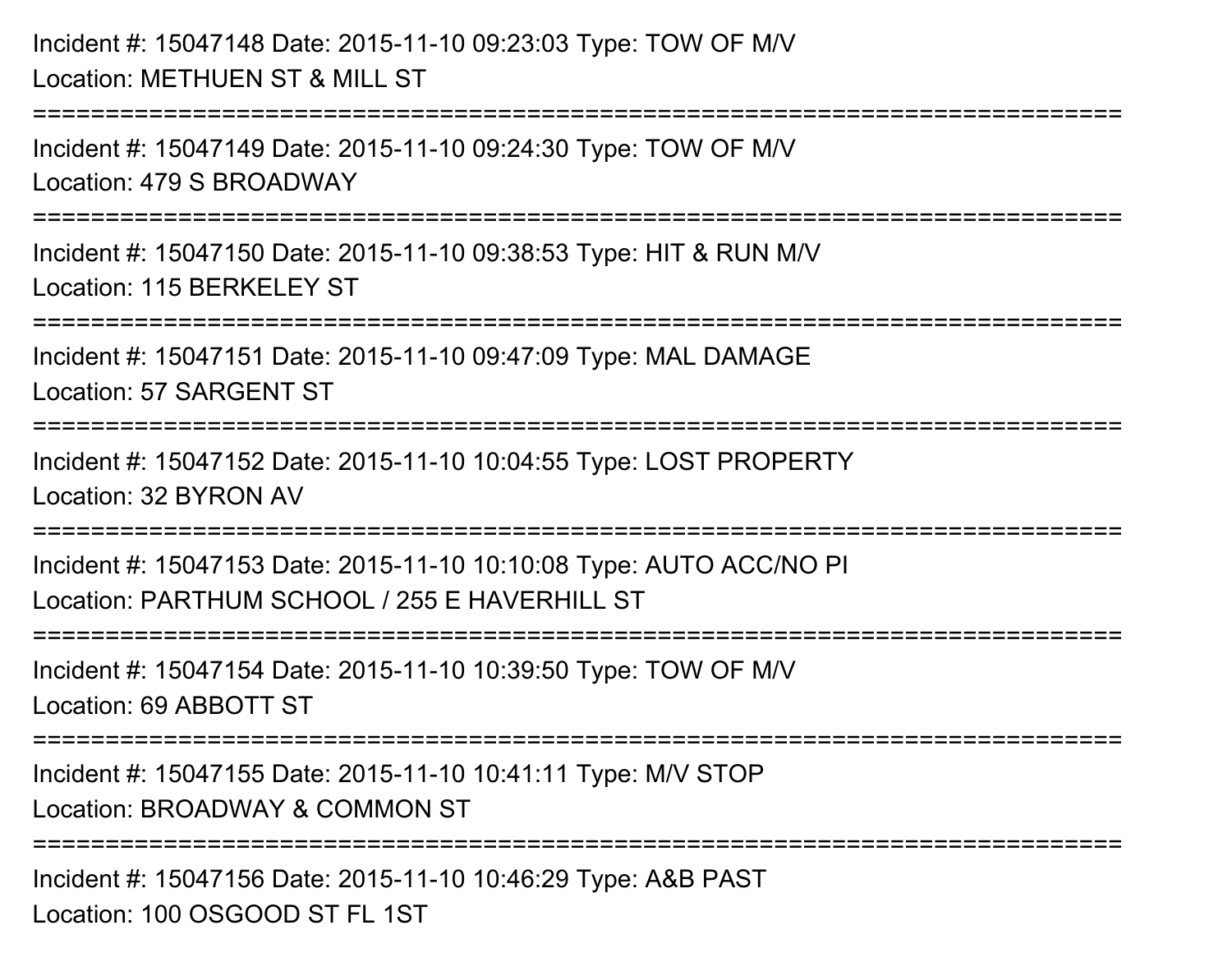Incident #: 15047148 Date: 2015-11-10 09:23:03 Type: TOW OF M/V
Location: METHUEN ST & MILL ST

===========================================================================

Incident #: 15047149 Date: 2015-11-10 09:24:30 Type: TOW OF M/V
Location: 479 S BROADWAY

===========================================================================

Incident #: 15047150 Date: 2015-11-10 09:38:53 Type: HIT & RUN M/V
Location: 115 BERKELEY ST

===========================================================================

Incident #: 15047151 Date: 2015-11-10 09:47:09 Type: MAL DAMAGE
Location: 57 SARGENT ST

===========================================================================

Incident #: 15047152 Date: 2015-11-10 10:04:55 Type: LOST PROPERTY
Location: 32 BYRON AV

===========================================================================

Incident #: 15047153 Date: 2015-11-10 10:10:08 Type: AUTO ACC/NO PI
Location: PARTHUM SCHOOL / 255 E HAVERHILL ST

===========================================================================

Incident #: 15047154 Date: 2015-11-10 10:39:50 Type: TOW OF M/V
Location: 69 ABBOTT ST

===========================================================================

Incident #: 15047155 Date: 2015-11-10 10:41:11 Type: M/V STOP
Location: BROADWAY & COMMON ST

===========================================================================

Incident #: 15047156 Date: 2015-11-10 10:46:29 Type: A&B PAST
Location: 100 OSGOOD ST FL 1ST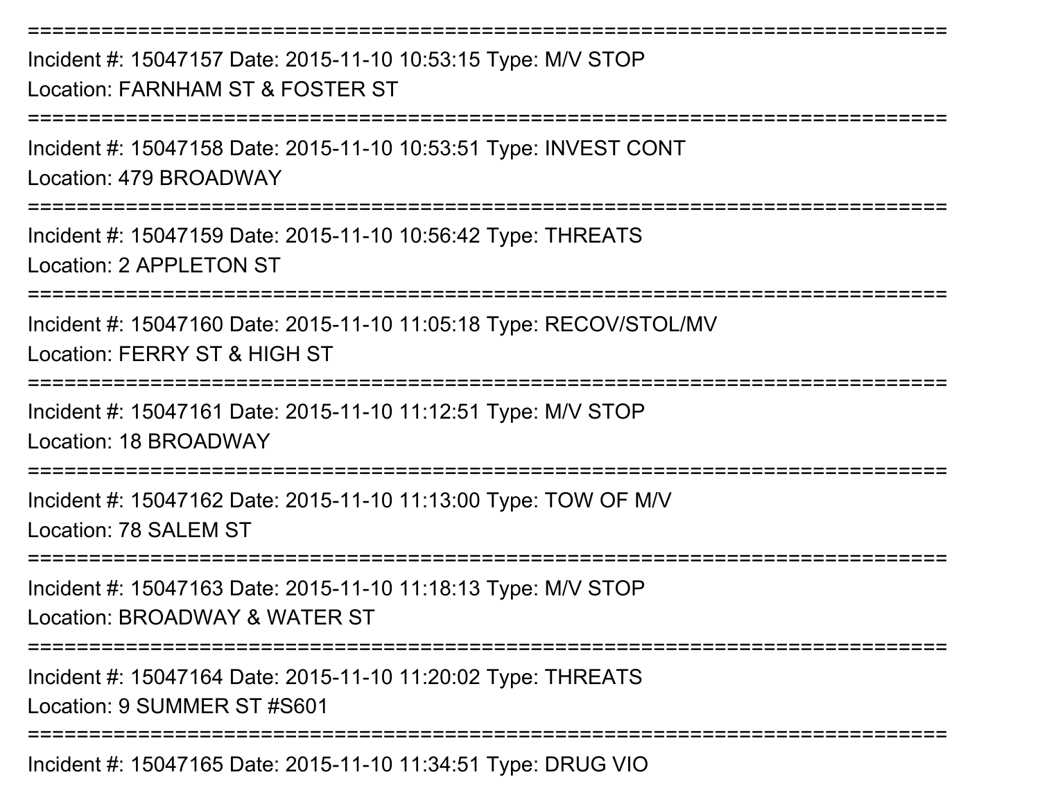===========================================================================
Incident #: 15047157 Date: 2015-11-10 10:53:15 Type: M/V STOP
Location: FARNHAM ST & FOSTER ST
===========================================================================
Incident #: 15047158 Date: 2015-11-10 10:53:51 Type: INVEST CONT
Location: 479 BROADWAY
===========================================================================
Incident #: 15047159 Date: 2015-11-10 10:56:42 Type: THREATS
Location: 2 APPLETON ST
===========================================================================
Incident #: 15047160 Date: 2015-11-10 11:05:18 Type: RECOV/STOL/MV
Location: FERRY ST & HIGH ST
===========================================================================
Incident #: 15047161 Date: 2015-11-10 11:12:51 Type: M/V STOP
Location: 18 BROADWAY
===========================================================================
Incident #: 15047162 Date: 2015-11-10 11:13:00 Type: TOW OF M/V
Location: 78 SALEM ST
===========================================================================
Incident #: 15047163 Date: 2015-11-10 11:18:13 Type: M/V STOP
Location: BROADWAY & WATER ST
===========================================================================
Incident #: 15047164 Date: 2015-11-10 11:20:02 Type: THREATS
Location: 9 SUMMER ST #S601
===========================================================================
Incident #: 15047165 Date: 2015-11-10 11:34:51 Type: DRUG VIO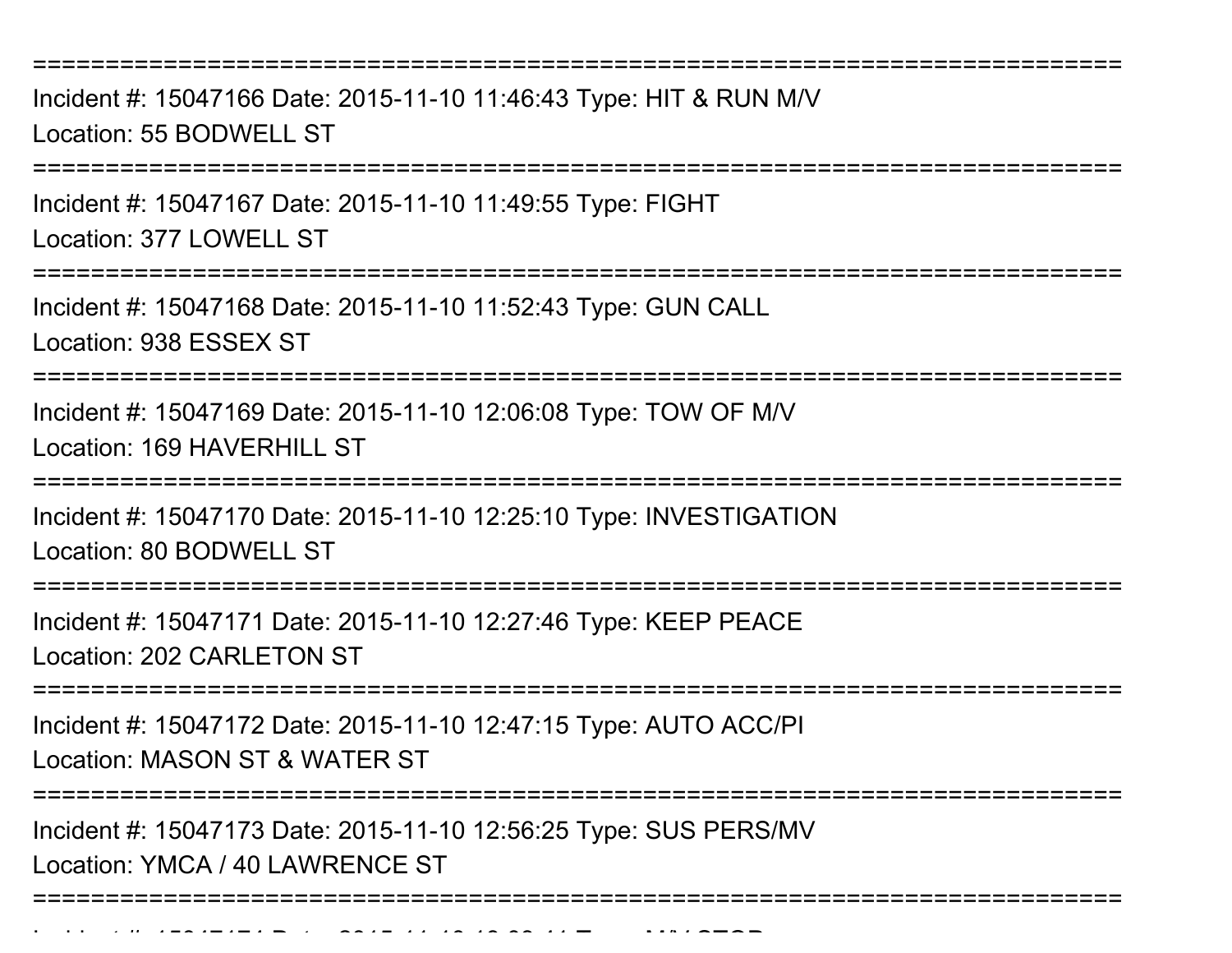===========================================================================

Incident #: 15047166 Date: 2015-11-10 11:46:43 Type: HIT & RUN M/V
Location: 55 BODWELL ST

===========================================================================

Incident #: 15047167 Date: 2015-11-10 11:49:55 Type: FIGHT
Location: 377 LOWELL ST

===========================================================================

Incident #: 15047168 Date: 2015-11-10 11:52:43 Type: GUN CALL
Location: 938 ESSEX ST

===========================================================================

Incident #: 15047169 Date: 2015-11-10 12:06:08 Type: TOW OF M/V
Location: 169 HAVERHILL ST

===========================================================================

Incident #: 15047170 Date: 2015-11-10 12:25:10 Type: INVESTIGATION
Location: 80 BODWELL ST

===========================================================================

Incident #: 15047171 Date: 2015-11-10 12:27:46 Type: KEEP PEACE
Location: 202 CARLETON ST

===========================================================================

Incident #: 15047172 Date: 2015-11-10 12:47:15 Type: AUTO ACC/PI
Location: MASON ST & WATER ST

===========================================================================

Incident #: 15047173 Date: 2015-11-10 12:56:25 Type: SUS PERS/MV
Location: YMCA / 40 LAWRENCE ST

===========================================================================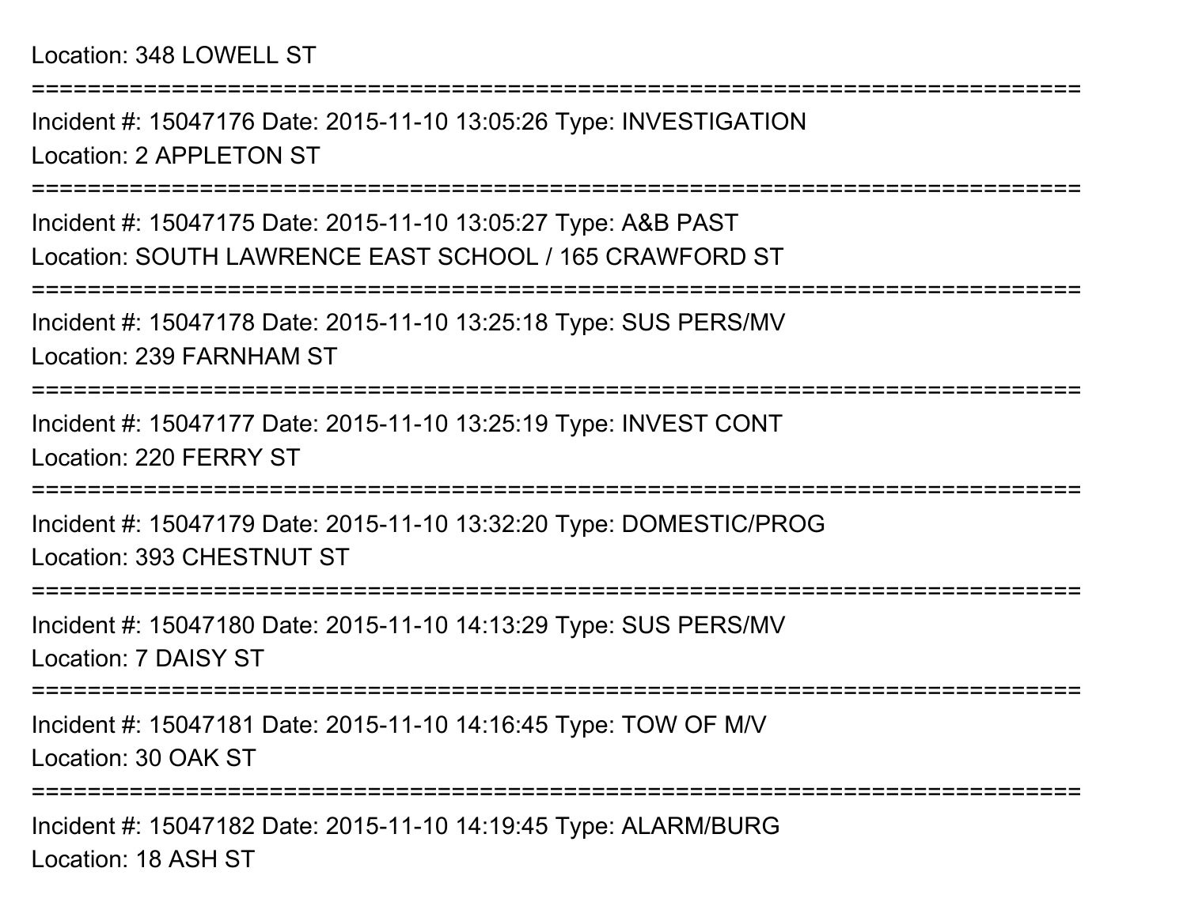Location: 348 LOWELL ST

===========================================================================

Incident #: 15047176 Date: 2015-11-10 13:05:26 Type: INVESTIGATION

Location: 2 APPLETON ST

===========================================================================

Incident #: 15047175 Date: 2015-11-10 13:05:27 Type: A&B PAST

Location: SOUTH LAWRENCE EAST SCHOOL / 165 CRAWFORD ST

===========================================================================

Incident #: 15047178 Date: 2015-11-10 13:25:18 Type: SUS PERS/MV

Location: 239 FARNHAM ST

===========================================================================

Incident #: 15047177 Date: 2015-11-10 13:25:19 Type: INVEST CONT

Location: 220 FERRY ST

===========================================================================

Incident #: 15047179 Date: 2015-11-10 13:32:20 Type: DOMESTIC/PROG

Location: 393 CHESTNUT ST

===========================================================================

Incident #: 15047180 Date: 2015-11-10 14:13:29 Type: SUS PERS/MV

Location: 7 DAISY ST

===========================================================================

Incident #: 15047181 Date: 2015-11-10 14:16:45 Type: TOW OF M/V

Location: 30 OAK ST

===========================================================================

Incident #: 15047182 Date: 2015-11-10 14:19:45 Type: ALARM/BURG

Location: 18 ASH ST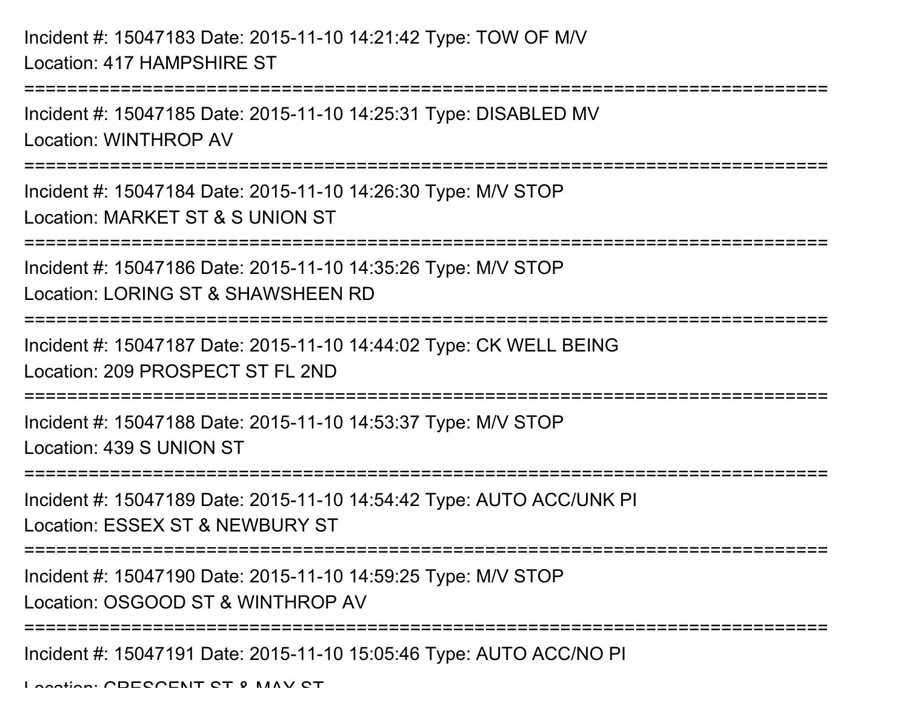Incident #: 15047183 Date: 2015-11-10 14:21:42 Type: TOW OF M/V

Location: 417 HAMPSHIRE ST

===========================================================================

Incident #: 15047185 Date: 2015-11-10 14:25:31 Type: DISABLED MV

Location: WINTHROP AV

===========================================================================

Incident #: 15047184 Date: 2015-11-10 14:26:30 Type: M/V STOP

Location: MARKET ST & S UNION ST

===========================================================================

Incident #: 15047186 Date: 2015-11-10 14:35:26 Type: M/V STOP

Location: LORING ST & SHAWSHEEN RD

===========================================================================

Incident #: 15047187 Date: 2015-11-10 14:44:02 Type: CK WELL BEING

Location: 209 PROSPECT ST FL 2ND

===========================================================================

Incident #: 15047188 Date: 2015-11-10 14:53:37 Type: M/V STOP

Location: 439 S UNION ST

===========================================================================

Incident #: 15047189 Date: 2015-11-10 14:54:42 Type: AUTO ACC/UNK PI

Location: ESSEX ST & NEWBURY ST

===========================================================================

Incident #: 15047190 Date: 2015-11-10 14:59:25 Type: M/V STOP

Location: OSGOOD ST & WINTHROP AV

===========================================================================

Incident #: 15047191 Date: 2015-11-10 15:05:46 Type: AUTO ACC/NO PI

Location: CRESCENT ST & MAY ST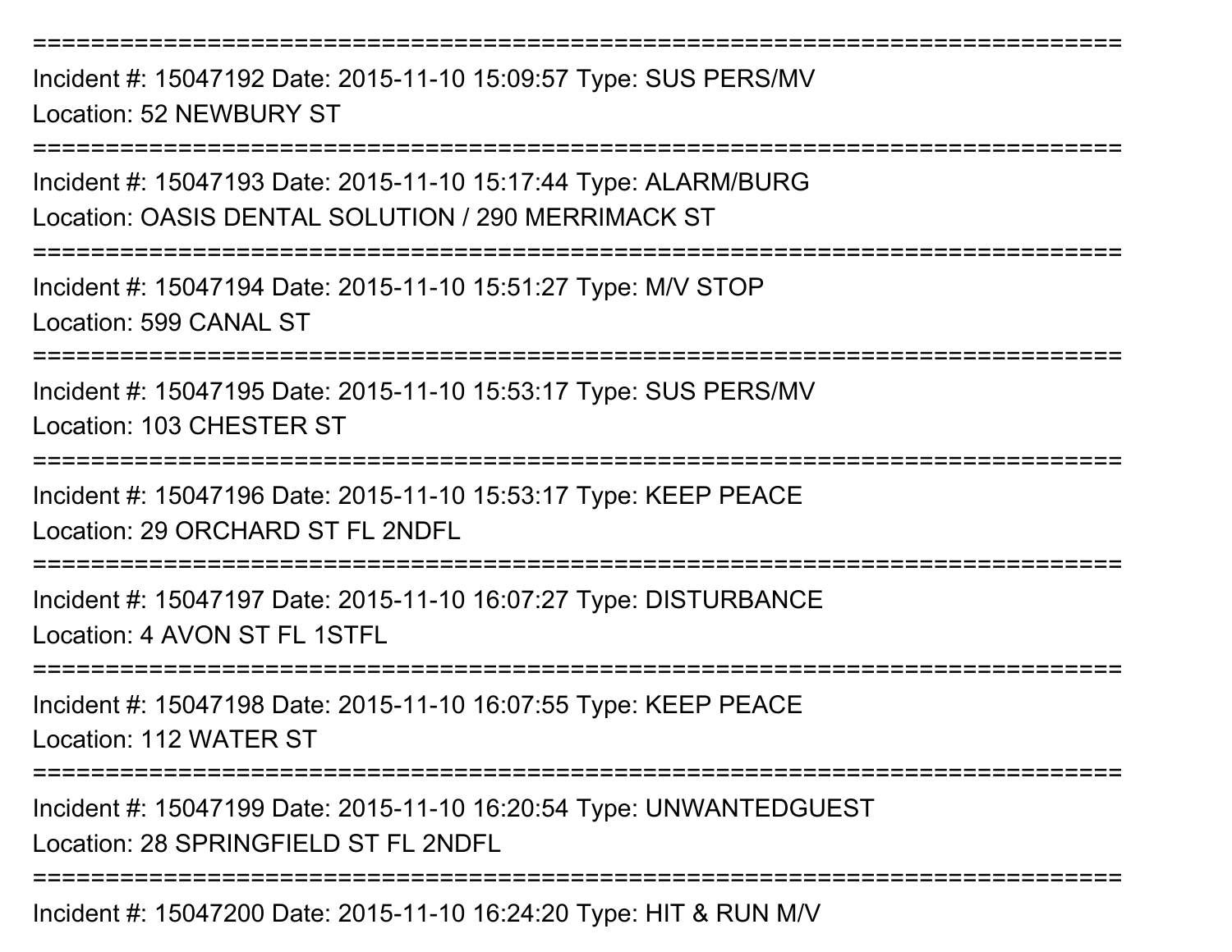===========================================================================

Incident #: 15047192 Date: 2015-11-10 15:09:57 Type: SUS PERS/MV
Location: 52 NEWBURY ST

===========================================================================

Incident #: 15047193 Date: 2015-11-10 15:17:44 Type: ALARM/BURG
Location: OASIS DENTAL SOLUTION / 290 MERRIMACK ST

===========================================================================

Incident #: 15047194 Date: 2015-11-10 15:51:27 Type: M/V STOP
Location: 599 CANAL ST

===========================================================================

Incident #: 15047195 Date: 2015-11-10 15:53:17 Type: SUS PERS/MV
Location: 103 CHESTER ST

===========================================================================

Incident #: 15047196 Date: 2015-11-10 15:53:17 Type: KEEP PEACE
Location: 29 ORCHARD ST FL 2NDFL

===========================================================================

Incident #: 15047197 Date: 2015-11-10 16:07:27 Type: DISTURBANCE
Location: 4 AVON ST FL 1STFL

===========================================================================

Incident #: 15047198 Date: 2015-11-10 16:07:55 Type: KEEP PEACE
Location: 112 WATER ST

===========================================================================

Incident #: 15047199 Date: 2015-11-10 16:20:54 Type: UNWANTEDGUEST
Location: 28 SPRINGFIELD ST FL 2NDFL

===========================================================================

Incident #: 15047200 Date: 2015-11-10 16:24:20 Type: HIT & RUN M/V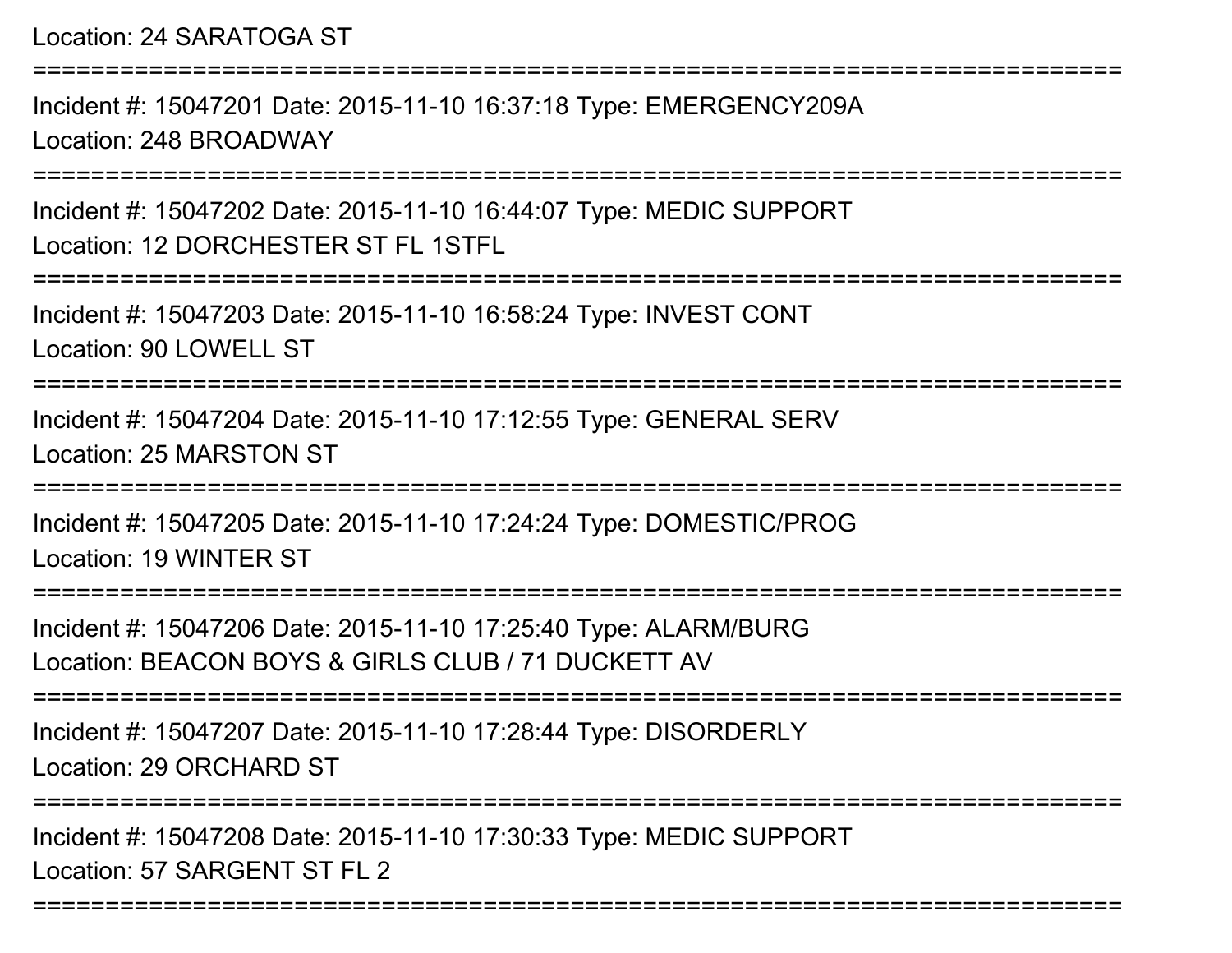Location: 24 SARATOGA ST

===========================================================================

Incident #: 15047201 Date: 2015-11-10 16:37:18 Type: EMERGENCY209A

Location: 248 BROADWAY

===========================================================================

Incident #: 15047202 Date: 2015-11-10 16:44:07 Type: MEDIC SUPPORT

Location: 12 DORCHESTER ST FL 1STFL

===========================================================================

Incident #: 15047203 Date: 2015-11-10 16:58:24 Type: INVEST CONT

Location: 90 LOWELL ST

===========================================================================

Incident #: 15047204 Date: 2015-11-10 17:12:55 Type: GENERAL SERV

Location: 25 MARSTON ST

===========================================================================

Incident #: 15047205 Date: 2015-11-10 17:24:24 Type: DOMESTIC/PROG

Location: 19 WINTER ST

===========================================================================

Incident #: 15047206 Date: 2015-11-10 17:25:40 Type: ALARM/BURG

Location: BEACON BOYS & GIRLS CLUB / 71 DUCKETT AV

===========================================================================

Incident #: 15047207 Date: 2015-11-10 17:28:44 Type: DISORDERLY

Location: 29 ORCHARD ST

===========================================================================

Incident #: 15047208 Date: 2015-11-10 17:30:33 Type: MEDIC SUPPORT

Location: 57 SARGENT ST FL 2

===========================================================================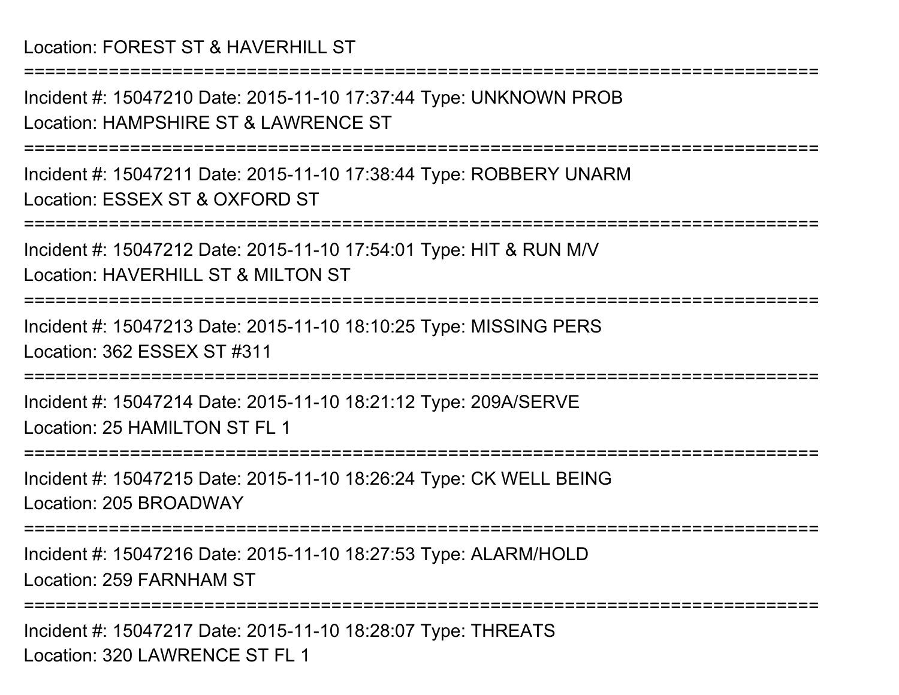Location: FOREST ST & HAVERHILL ST

===========================================================================

Incident #: 15047210 Date: 2015-11-10 17:37:44 Type: UNKNOWN PROB
Location: HAMPSHIRE ST & LAWRENCE ST

===========================================================================

Incident #: 15047211 Date: 2015-11-10 17:38:44 Type: ROBBERY UNARM
Location: ESSEX ST & OXFORD ST

===========================================================================

Incident #: 15047212 Date: 2015-11-10 17:54:01 Type: HIT & RUN M/V
Location: HAVERHILL ST & MILTON ST

===========================================================================

Incident #: 15047213 Date: 2015-11-10 18:10:25 Type: MISSING PERS
Location: 362 ESSEX ST #311

===========================================================================

Incident #: 15047214 Date: 2015-11-10 18:21:12 Type: 209A/SERVE
Location: 25 HAMILTON ST FL 1

===========================================================================

Incident #: 15047215 Date: 2015-11-10 18:26:24 Type: CK WELL BEING
Location: 205 BROADWAY

===========================================================================

Incident #: 15047216 Date: 2015-11-10 18:27:53 Type: ALARM/HOLD
Location: 259 FARNHAM ST

===========================================================================

Incident #: 15047217 Date: 2015-11-10 18:28:07 Type: THREATS
Location: 320 LAWRENCE ST FL 1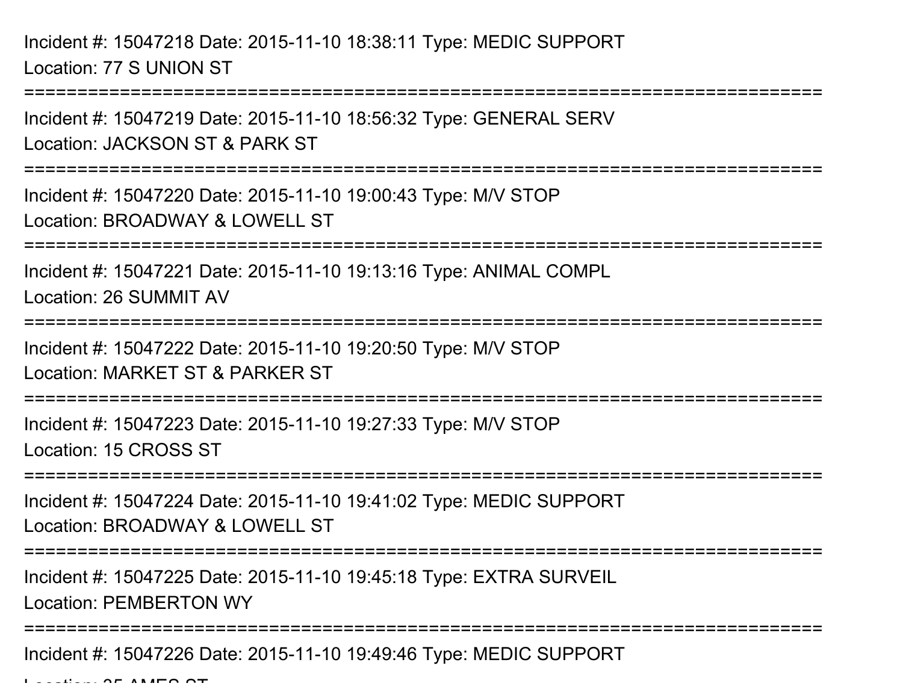Incident #: 15047218 Date: 2015-11-10 18:38:11 Type: MEDIC SUPPORT
Location: 77 S UNION ST

===========================================================================

Incident #: 15047219 Date: 2015-11-10 18:56:32 Type: GENERAL SERV
Location: JACKSON ST & PARK ST

===========================================================================

Incident #: 15047220 Date: 2015-11-10 19:00:43 Type: M/V STOP
Location: BROADWAY & LOWELL ST

===========================================================================

Incident #: 15047221 Date: 2015-11-10 19:13:16 Type: ANIMAL COMPL
Location: 26 SUMMIT AV

===========================================================================

Incident #: 15047222 Date: 2015-11-10 19:20:50 Type: M/V STOP
Location: MARKET ST & PARKER ST

===========================================================================

Incident #: 15047223 Date: 2015-11-10 19:27:33 Type: M/V STOP
Location: 15 CROSS ST

===========================================================================

Incident #: 15047224 Date: 2015-11-10 19:41:02 Type: MEDIC SUPPORT
Location: BROADWAY & LOWELL ST

===========================================================================

Incident #: 15047225 Date: 2015-11-10 19:45:18 Type: EXTRA SURVEIL
Location: PEMBERTON WY

===========================================================================

Incident #: 15047226 Date: 2015-11-10 19:49:46 Type: MEDIC SUPPORT
Location: 35 AMES ST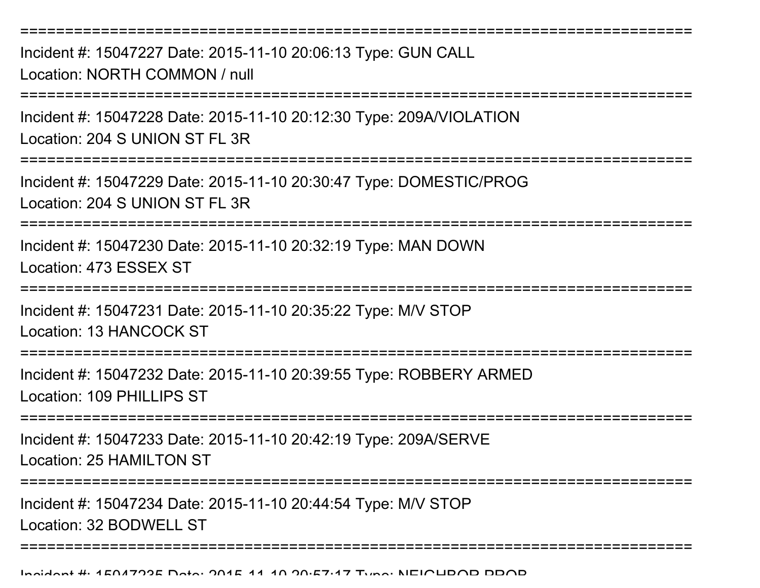===============================================================================

Incident #: 15047227 Date: 2015-11-10 20:06:13 Type: GUN CALL
Location: NORTH COMMON / null

===============================================================================

Incident #: 15047228 Date: 2015-11-10 20:12:30 Type: 209A/VIOLATION
Location: 204 S UNION ST FL 3R

===============================================================================

Incident #: 15047229 Date: 2015-11-10 20:30:47 Type: DOMESTIC/PROG
Location: 204 S UNION ST FL 3R

===============================================================================

Incident #: 15047230 Date: 2015-11-10 20:32:19 Type: MAN DOWN
Location: 473 ESSEX ST

===============================================================================

Incident #: 15047231 Date: 2015-11-10 20:35:22 Type: M/V STOP
Location: 13 HANCOCK ST

===============================================================================

Incident #: 15047232 Date: 2015-11-10 20:39:55 Type: ROBBERY ARMED
Location: 109 PHILLIPS ST

===============================================================================

Incident #: 15047233 Date: 2015-11-10 20:42:19 Type: 209A/SERVE
Location: 25 HAMILTON ST

===============================================================================

Incident #: 15047234 Date: 2015-11-10 20:44:54 Type: M/V STOP
Location: 32 BODWELL ST

===============================================================================

Incident #: 15047235 Date: 2015-11-10 20:57:17 Type: NEIGHBOR PROB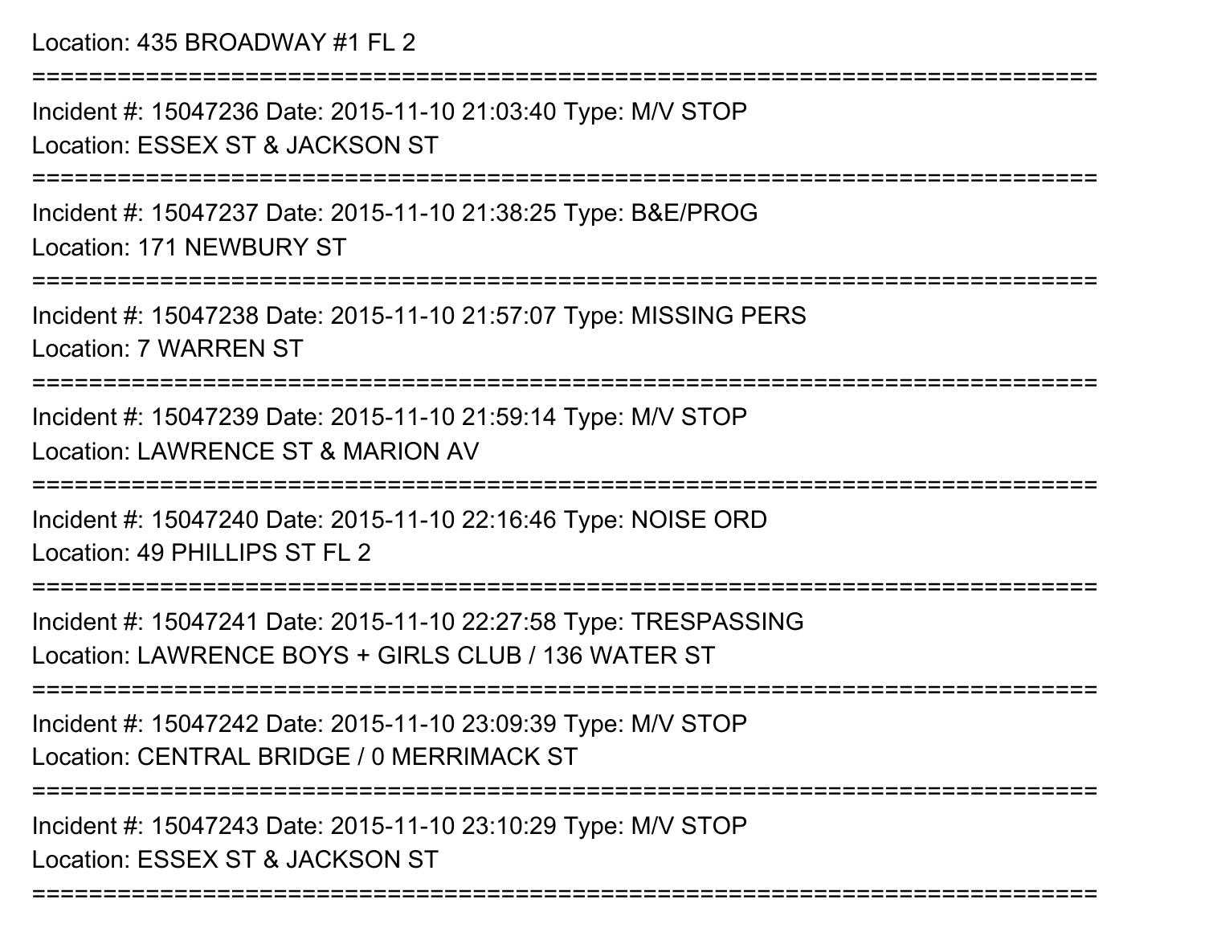Location: 435 BROADWAY #1 FL 2

===========================================================================

Incident #: 15047236 Date: 2015-11-10 21:03:40 Type: M/V STOP
Location: ESSEX ST & JACKSON ST

===========================================================================

Incident #: 15047237 Date: 2015-11-10 21:38:25 Type: B&E/PROG
Location: 171 NEWBURY ST

===========================================================================

Incident #: 15047238 Date: 2015-11-10 21:57:07 Type: MISSING PERS
Location: 7 WARREN ST

===========================================================================

Incident #: 15047239 Date: 2015-11-10 21:59:14 Type: M/V STOP
Location: LAWRENCE ST & MARION AV

===========================================================================

Incident #: 15047240 Date: 2015-11-10 22:16:46 Type: NOISE ORD
Location: 49 PHILLIPS ST FL 2

===========================================================================

Incident #: 15047241 Date: 2015-11-10 22:27:58 Type: TRESPASSING
Location: LAWRENCE BOYS + GIRLS CLUB / 136 WATER ST

===========================================================================

Incident #: 15047242 Date: 2015-11-10 23:09:39 Type: M/V STOP
Location: CENTRAL BRIDGE / 0 MERRIMACK ST

===========================================================================

Incident #: 15047243 Date: 2015-11-10 23:10:29 Type: M/V STOP
Location: ESSEX ST & JACKSON ST

===========================================================================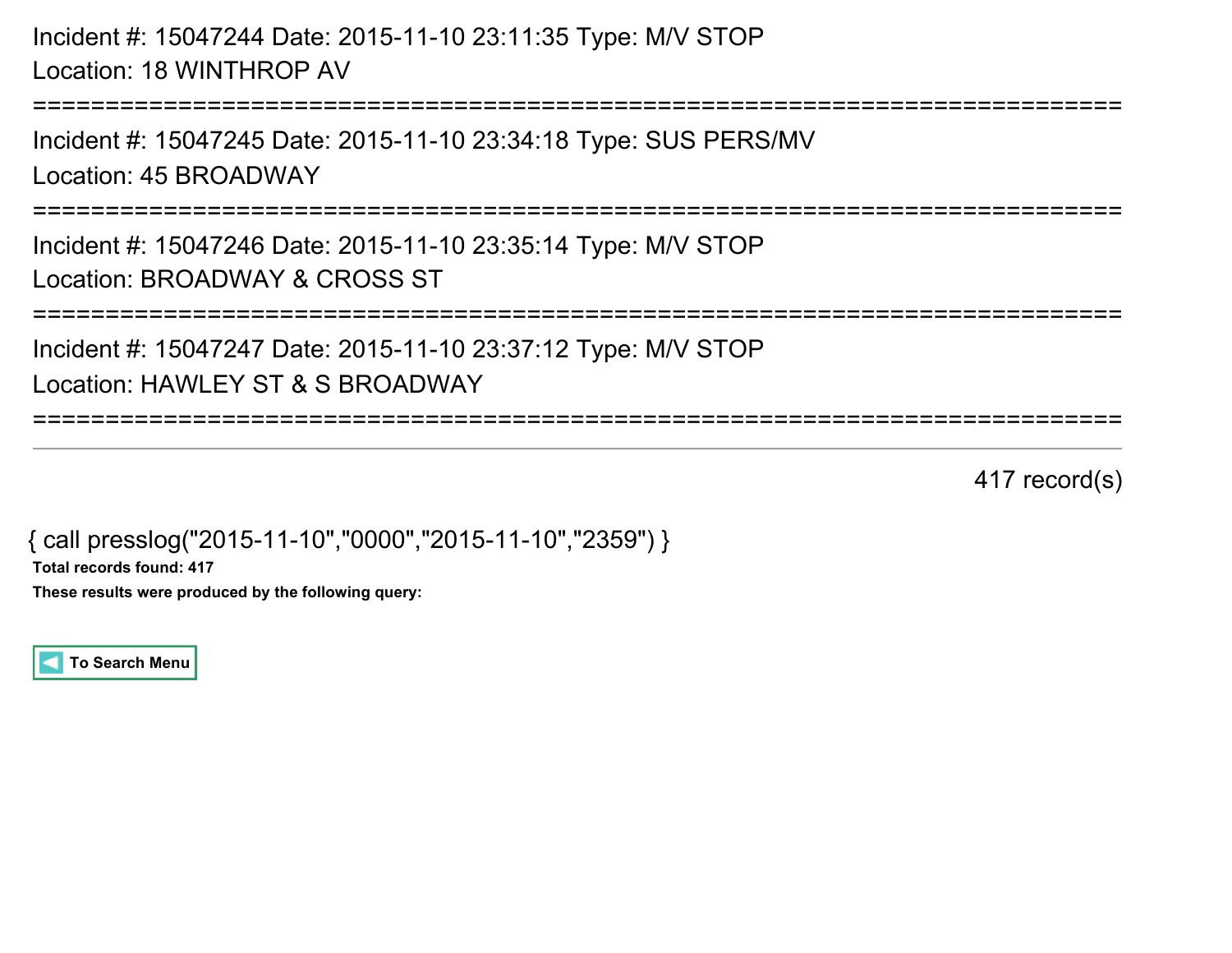Incident #: 15047244 Date: 2015-11-10 23:11:35 Type: M/V STOP
Location: 18 WINTHROP AV

===========================================================================

Incident #: 15047245 Date: 2015-11-10 23:34:18 Type: SUS PERS/MV
Location: 45 BROADWAY

===========================================================================

Incident #: 15047246 Date: 2015-11-10 23:35:14 Type: M/V STOP
Location: BROADWAY & CROSS ST

===========================================================================

Incident #: 15047247 Date: 2015-11-10 23:37:12 Type: M/V STOP
Location: HAWLEY ST & S BROADWAY

===========================================================================

---

417 record(s)

{ call presslog("2015-11-10","0000","2015-11-10","2359") }

**Total records found: 417**

**These results were produced by the following query:**

**To Search Menu**